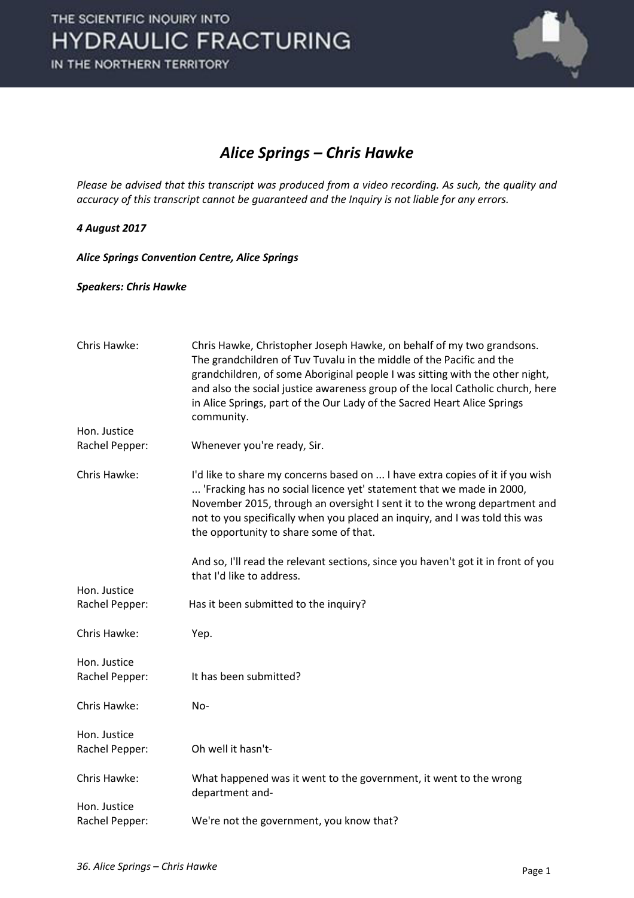# Alice Springs – Chris Hawke

*Please be advised that this transcript was produced from a video recording. As such, the quality and accuracy of this transcript cannot be guaranteed and the Inquiry is not liable for any errors.*

***4 August 2017***

***Alice Springs Convention Centre, Alice Springs***

***Speakers: Chris Hawke***

| | |
|---|---|
| Chris Hawke: | Chris Hawke, Christopher Joseph Hawke, on behalf of my two grandsons. The grandchildren of Tuv Tuvalu in the middle of the Pacific and the grandchildren, of some Aboriginal people I was sitting with the other night, and also the social justice awareness group of the local Catholic church, here in Alice Springs, part of the Our Lady of the Sacred Heart Alice Springs community. |
| Hon. Justice Rachel Pepper: | Whenever you're ready, Sir. |
| Chris Hawke: | I'd like to share my concerns based on ... I have extra copies of it if you wish ... 'Fracking has no social licence yet' statement that we made in 2000, November 2015, through an oversight I sent it to the wrong department and not to you specifically when you placed an inquiry, and I was told this was the opportunity to share some of that.<br><br>And so, I'll read the relevant sections, since you haven't got it in front of you that I'd like to address. |
| Hon. Justice Rachel Pepper: | Has it been submitted to the inquiry? |
| Chris Hawke: | Yep. |
| Hon. Justice Rachel Pepper: | It has been submitted? |
| Chris Hawke: | No- |
| Hon. Justice Rachel Pepper: | Oh well it hasn't- |
| Chris Hawke: | What happened was it went to the government, it went to the wrong department and- |
| Hon. Justice Rachel Pepper: | We're not the government, you know that? |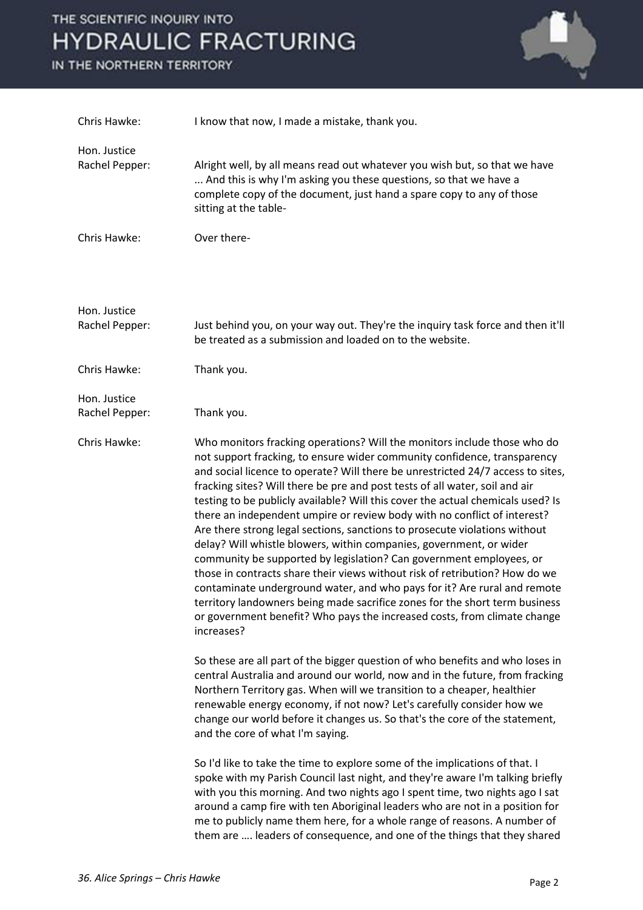**Chris Hawke:** I know that now, I made a mistake, thank you.

**Hon. Justice Rachel Pepper:** Alright well, by all means read out whatever you wish but, so that we have ... And this is why I'm asking you these questions, so that we have a complete copy of the document, just hand a spare copy to any of those sitting at the table-

**Chris Hawke:** Over there-

**Hon. Justice Rachel Pepper:** Just behind you, on your way out. They're the inquiry task force and then it'll be treated as a submission and loaded on to the website.

**Chris Hawke:** Thank you.

**Hon. Justice Rachel Pepper:** Thank you.

**Chris Hawke:** Who monitors fracking operations? Will the monitors include those who do not support fracking, to ensure wider community confidence, transparency and social licence to operate? Will there be unrestricted 24/7 access to sites, fracking sites? Will there be pre and post tests of all water, soil and air testing to be publicly available? Will this cover the actual chemicals used? Is there an independent umpire or review body with no conflict of interest? Are there strong legal sections, sanctions to prosecute violations without delay? Will whistle blowers, within companies, government, or wider community be supported by legislation? Can government employees, or those in contracts share their views without risk of retribution? How do we contaminate underground water, and who pays for it? Are rural and remote territory landowners being made sacrifice zones for the short term business or government benefit? Who pays the increased costs, from climate change increases?

So these are all part of the bigger question of who benefits and who loses in central Australia and around our world, now and in the future, from fracking Northern Territory gas. When will we transition to a cheaper, healthier renewable energy economy, if not now? Let's carefully consider how we change our world before it changes us. So that's the core of the statement, and the core of what I'm saying.

So I'd like to take the time to explore some of the implications of that. I spoke with my Parish Council last night, and they're aware I'm talking briefly with you this morning. And two nights ago I spent time, two nights ago I sat around a camp fire with ten Aboriginal leaders who are not in a position for me to publicly name them here, for a whole range of reasons. A number of them are …. leaders of consequence, and one of the things that they shared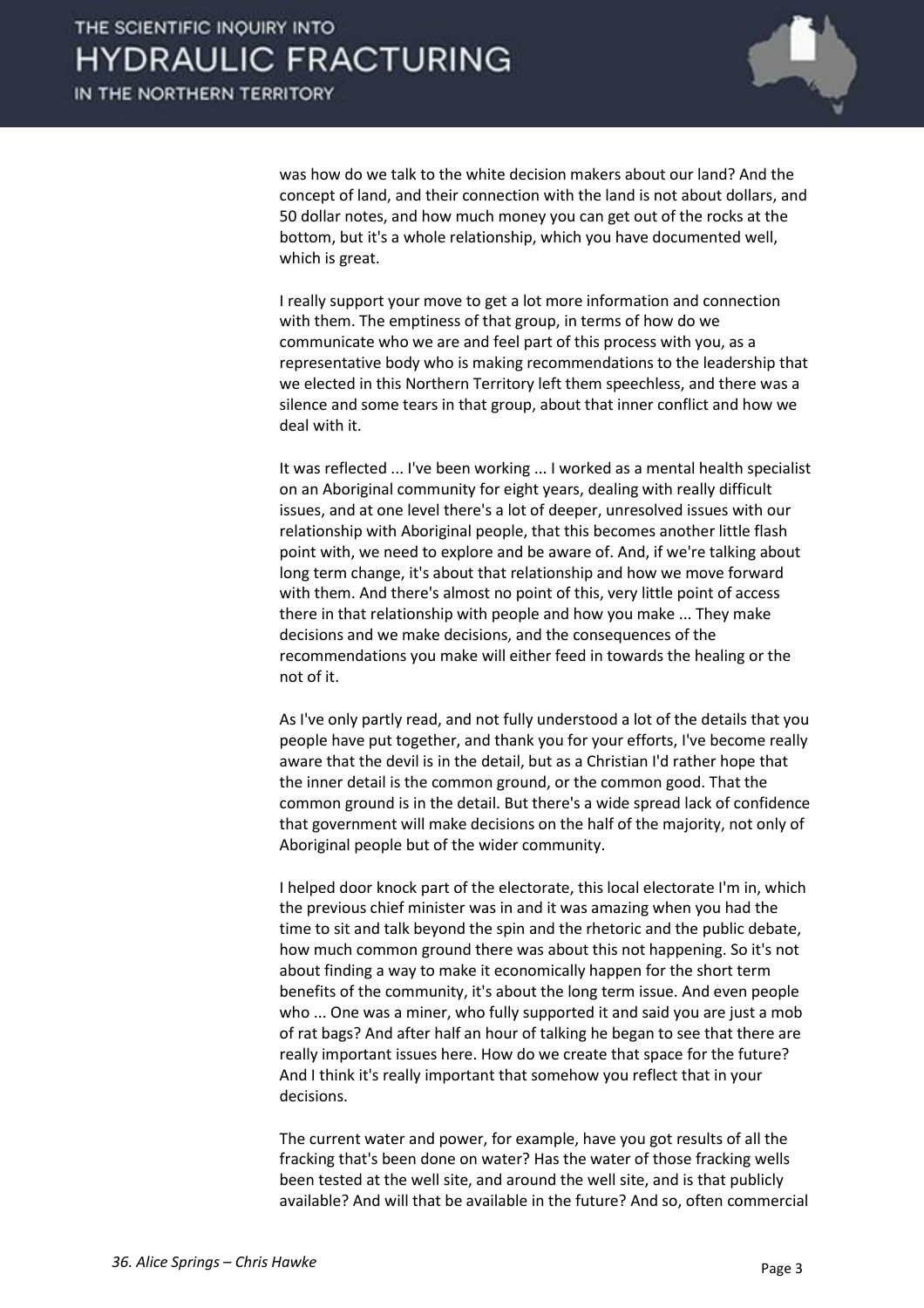was how do we talk to the white decision makers about our land? And the concept of land, and their connection with the land is not about dollars, and 50 dollar notes, and how much money you can get out of the rocks at the bottom, but it's a whole relationship, which you have documented well, which is great.

I really support your move to get a lot more information and connection with them. The emptiness of that group, in terms of how do we communicate who we are and feel part of this process with you, as a representative body who is making recommendations to the leadership that we elected in this Northern Territory left them speechless, and there was a silence and some tears in that group, about that inner conflict and how we deal with it.

It was reflected ... I've been working ... I worked as a mental health specialist on an Aboriginal community for eight years, dealing with really difficult issues, and at one level there's a lot of deeper, unresolved issues with our relationship with Aboriginal people, that this becomes another little flash point with, we need to explore and be aware of. And, if we're talking about long term change, it's about that relationship and how we move forward with them. And there's almost no point of this, very little point of access there in that relationship with people and how you make ... They make decisions and we make decisions, and the consequences of the recommendations you make will either feed in towards the healing or the not of it.

As I've only partly read, and not fully understood a lot of the details that you people have put together, and thank you for your efforts, I've become really aware that the devil is in the detail, but as a Christian I'd rather hope that the inner detail is the common ground, or the common good. That the common ground is in the detail. But there's a wide spread lack of confidence that government will make decisions on the half of the majority, not only of Aboriginal people but of the wider community.

I helped door knock part of the electorate, this local electorate I'm in, which the previous chief minister was in and it was amazing when you had the time to sit and talk beyond the spin and the rhetoric and the public debate, how much common ground there was about this not happening. So it's not about finding a way to make it economically happen for the short term benefits of the community, it's about the long term issue. And even people who ... One was a miner, who fully supported it and said you are just a mob of rat bags? And after half an hour of talking he began to see that there are really important issues here. How do we create that space for the future? And I think it's really important that somehow you reflect that in your decisions.

The current water and power, for example, have you got results of all the fracking that's been done on water? Has the water of those fracking wells been tested at the well site, and around the well site, and is that publicly available? And will that be available in the future? And so, often commercial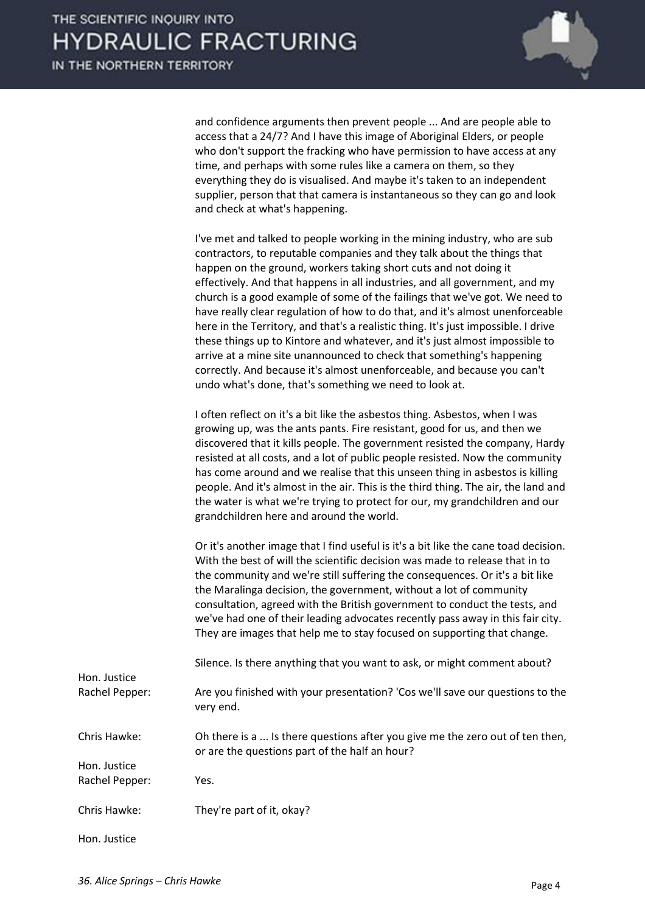and confidence arguments then prevent people ... And are people able to access that a 24/7? And I have this image of Aboriginal Elders, or people who don't support the fracking who have permission to have access at any time, and perhaps with some rules like a camera on them, so they everything they do is visualised. And maybe it's taken to an independent supplier, person that that camera is instantaneous so they can go and look and check at what's happening.

I've met and talked to people working in the mining industry, who are sub contractors, to reputable companies and they talk about the things that happen on the ground, workers taking short cuts and not doing it effectively. And that happens in all industries, and all government, and my church is a good example of some of the failings that we've got. We need to have really clear regulation of how to do that, and it's almost unenforceable here in the Territory, and that's a realistic thing. It's just impossible. I drive these things up to Kintore and whatever, and it's just almost impossible to arrive at a mine site unannounced to check that something's happening correctly. And because it's almost unenforceable, and because you can't undo what's done, that's something we need to look at.

I often reflect on it's a bit like the asbestos thing. Asbestos, when I was growing up, was the ants pants. Fire resistant, good for us, and then we discovered that it kills people. The government resisted the company, Hardy resisted at all costs, and a lot of public people resisted. Now the community has come around and we realise that this unseen thing in asbestos is killing people. And it's almost in the air. This is the third thing. The air, the land and the water is what we're trying to protect for our, my grandchildren and our grandchildren here and around the world.

Or it's another image that I find useful is it's a bit like the cane toad decision. With the best of will the scientific decision was made to release that in to the community and we're still suffering the consequences. Or it's a bit like the Maralinga decision, the government, without a lot of community consultation, agreed with the British government to conduct the tests, and we've had one of their leading advocates recently pass away in this fair city. They are images that help me to stay focused on supporting that change.

Silence. Is there anything that you want to ask, or might comment about?

**Hon. Justice Rachel Pepper:** Are you finished with your presentation? 'Cos we'll save our questions to the very end.

**Chris Hawke:** Oh there is a ... Is there questions after you give me the zero out of ten then, or are the questions part of the half an hour?

**Hon. Justice Rachel Pepper:** Yes.

**Chris Hawke:** They're part of it, okay?

**Hon. Justice**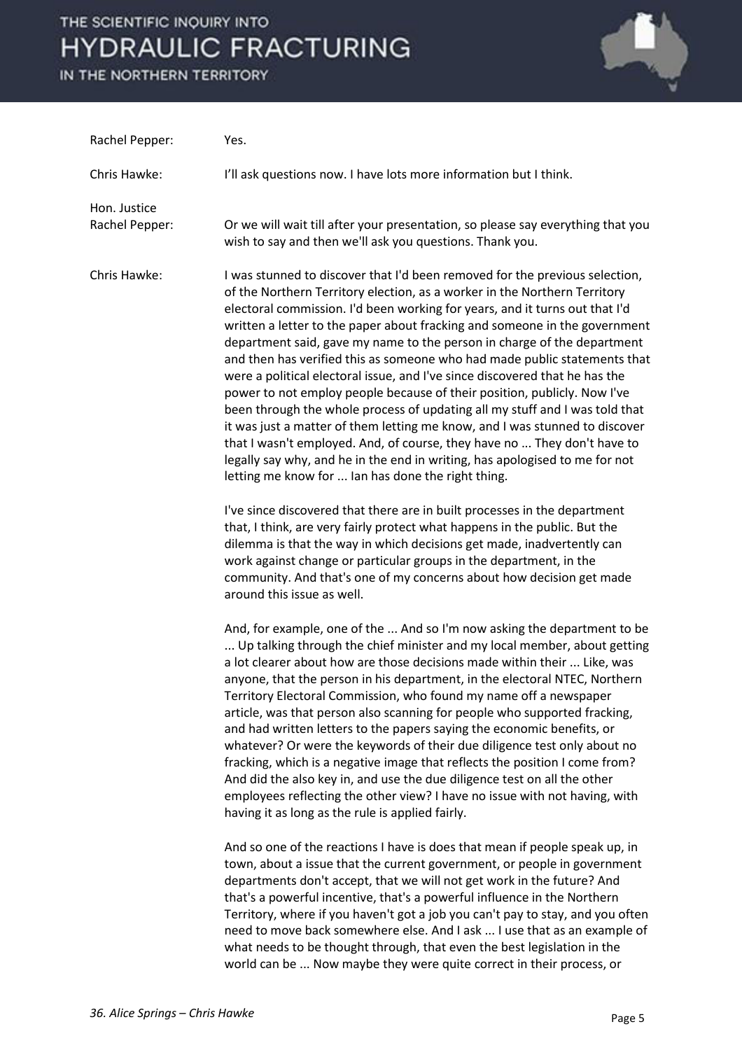Rachel Pepper: Yes.

Chris Hawke: I'll ask questions now. I have lots more information but I think.

Hon. Justice Rachel Pepper: Or we will wait till after your presentation, so please say everything that you wish to say and then we'll ask you questions. Thank you.

Chris Hawke: I was stunned to discover that I'd been removed for the previous selection, of the Northern Territory election, as a worker in the Northern Territory electoral commission. I'd been working for years, and it turns out that I'd written a letter to the paper about fracking and someone in the government department said, gave my name to the person in charge of the department and then has verified this as someone who had made public statements that were a political electoral issue, and I've since discovered that he has the power to not employ people because of their position, publicly. Now I've been through the whole process of updating all my stuff and I was told that it was just a matter of them letting me know, and I was stunned to discover that I wasn't employed. And, of course, they have no ... They don't have to legally say why, and he in the end in writing, has apologised to me for not letting me know for ... Ian has done the right thing.

I've since discovered that there are in built processes in the department that, I think, are very fairly protect what happens in the public. But the dilemma is that the way in which decisions get made, inadvertently can work against change or particular groups in the department, in the community. And that's one of my concerns about how decision get made around this issue as well.

And, for example, one of the ... And so I'm now asking the department to be ... Up talking through the chief minister and my local member, about getting a lot clearer about how are those decisions made within their ... Like, was anyone, that the person in his department, in the electoral NTEC, Northern Territory Electoral Commission, who found my name off a newspaper article, was that person also scanning for people who supported fracking, and had written letters to the papers saying the economic benefits, or whatever? Or were the keywords of their due diligence test only about no fracking, which is a negative image that reflects the position I come from? And did the also key in, and use the due diligence test on all the other employees reflecting the other view? I have no issue with not having, with having it as long as the rule is applied fairly.

And so one of the reactions I have is does that mean if people speak up, in town, about a issue that the current government, or people in government departments don't accept, that we will not get work in the future? And that's a powerful incentive, that's a powerful influence in the Northern Territory, where if you haven't got a job you can't pay to stay, and you often need to move back somewhere else. And I ask ... I use that as an example of what needs to be thought through, that even the best legislation in the world can be ... Now maybe they were quite correct in their process, or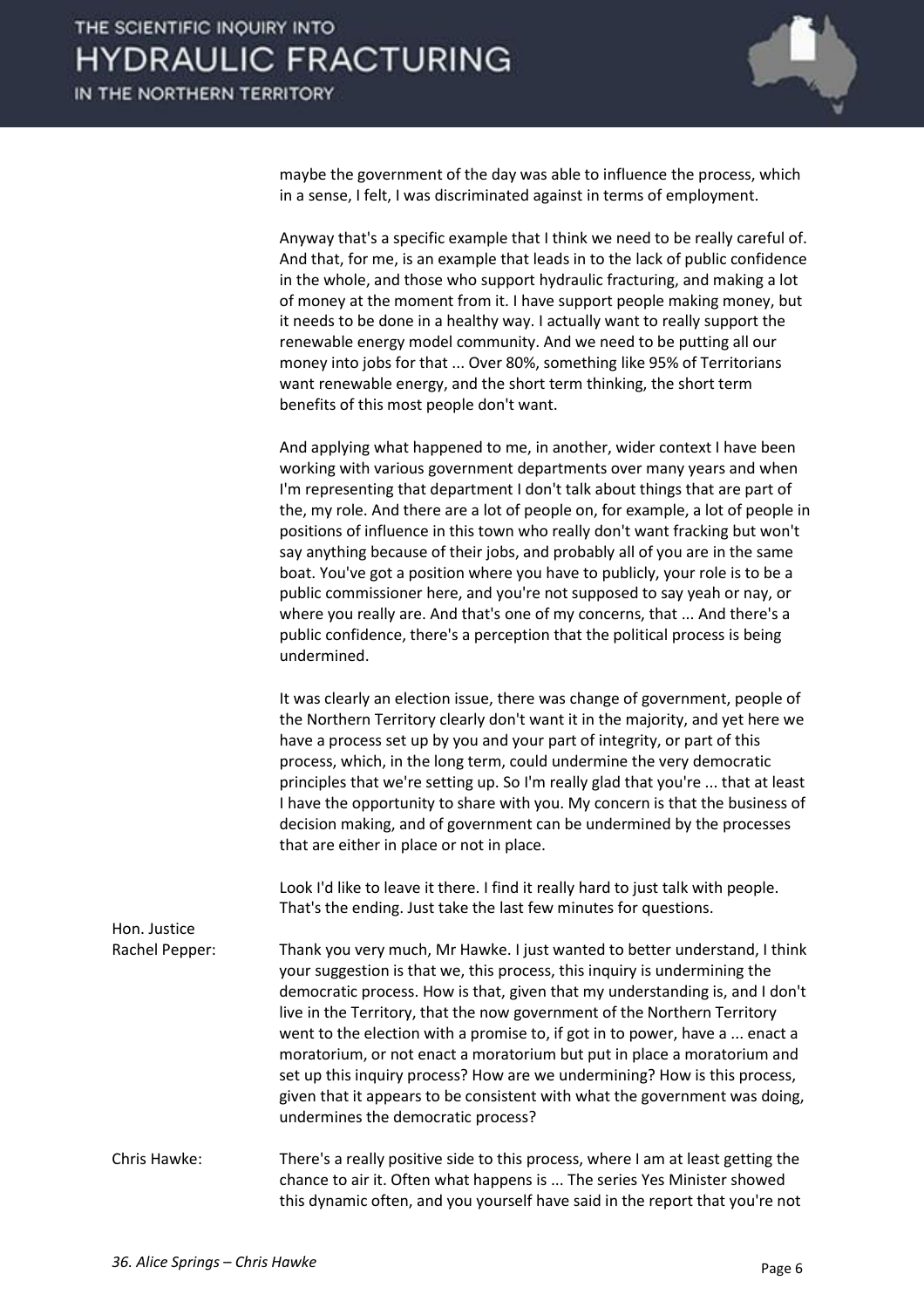maybe the government of the day was able to influence the process, which in a sense, I felt, I was discriminated against in terms of employment.

Anyway that's a specific example that I think we need to be really careful of. And that, for me, is an example that leads in to the lack of public confidence in the whole, and those who support hydraulic fracturing, and making a lot of money at the moment from it. I have support people making money, but it needs to be done in a healthy way. I actually want to really support the renewable energy model community. And we need to be putting all our money into jobs for that ... Over 80%, something like 95% of Territorians want renewable energy, and the short term thinking, the short term benefits of this most people don't want.

And applying what happened to me, in another, wider context I have been working with various government departments over many years and when I'm representing that department I don't talk about things that are part of the, my role. And there are a lot of people on, for example, a lot of people in positions of influence in this town who really don't want fracking but won't say anything because of their jobs, and probably all of you are in the same boat. You've got a position where you have to publicly, your role is to be a public commissioner here, and you're not supposed to say yeah or nay, or where you really are. And that's one of my concerns, that ... And there's a public confidence, there's a perception that the political process is being undermined.

It was clearly an election issue, there was change of government, people of the Northern Territory clearly don't want it in the majority, and yet here we have a process set up by you and your part of integrity, or part of this process, which, in the long term, could undermine the very democratic principles that we're setting up. So I'm really glad that you're ... that at least I have the opportunity to share with you. My concern is that the business of decision making, and of government can be undermined by the processes that are either in place or not in place.

Look I'd like to leave it there. I find it really hard to just talk with people. That's the ending. Just take the last few minutes for questions.

**Hon. Justice Rachel Pepper:** Thank you very much, Mr Hawke. I just wanted to better understand, I think your suggestion is that we, this process, this inquiry is undermining the democratic process. How is that, given that my understanding is, and I don't live in the Territory, that the now government of the Northern Territory went to the election with a promise to, if got in to power, have a ... enact a moratorium, or not enact a moratorium but put in place a moratorium and set up this inquiry process? How are we undermining? How is this process, given that it appears to be consistent with what the government was doing, undermines the democratic process?

**Chris Hawke:** There's a really positive side to this process, where I am at least getting the chance to air it. Often what happens is ... The series Yes Minister showed this dynamic often, and you yourself have said in the report that you're not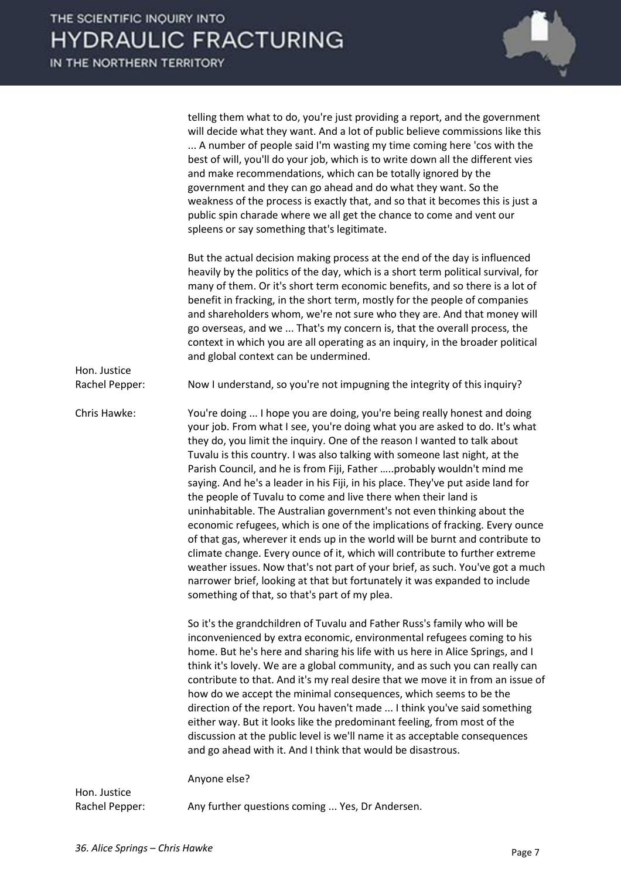telling them what to do, you're just providing a report, and the government will decide what they want. And a lot of public believe commissions like this ... A number of people said I'm wasting my time coming here 'cos with the best of will, you'll do your job, which is to write down all the different vies and make recommendations, which can be totally ignored by the government and they can go ahead and do what they want. So the weakness of the process is exactly that, and so that it becomes this is just a public spin charade where we all get the chance to come and vent our spleens or say something that's legitimate.

But the actual decision making process at the end of the day is influenced heavily by the politics of the day, which is a short term political survival, for many of them. Or it's short term economic benefits, and so there is a lot of benefit in fracking, in the short term, mostly for the people of companies and shareholders whom, we're not sure who they are. And that money will go overseas, and we ... That's my concern is, that the overall process, the context in which you are all operating as an inquiry, in the broader political and global context can be undermined.

**Hon. Justice Rachel Pepper:** Now I understand, so you're not impugning the integrity of this inquiry?

**Chris Hawke:** You're doing ... I hope you are doing, you're being really honest and doing your job. From what I see, you're doing what you are asked to do. It's what they do, you limit the inquiry. One of the reason I wanted to talk about Tuvalu is this country. I was also talking with someone last night, at the Parish Council, and he is from Fiji, Father …..probably wouldn't mind me saying. And he's a leader in his Fiji, in his place. They've put aside land for the people of Tuvalu to come and live there when their land is uninhabitable. The Australian government's not even thinking about the economic refugees, which is one of the implications of fracking. Every ounce of that gas, wherever it ends up in the world will be burnt and contribute to climate change. Every ounce of it, which will contribute to further extreme weather issues. Now that's not part of your brief, as such. You've got a much narrower brief, looking at that but fortunately it was expanded to include something of that, so that's part of my plea.

So it's the grandchildren of Tuvalu and Father Russ's family who will be inconvenienced by extra economic, environmental refugees coming to his home. But he's here and sharing his life with us here in Alice Springs, and I think it's lovely. We are a global community, and as such you can really can contribute to that. And it's my real desire that we move it in from an issue of how do we accept the minimal consequences, which seems to be the direction of the report. You haven't made ... I think you've said something either way. But it looks like the predominant feeling, from most of the discussion at the public level is we'll name it as acceptable consequences and go ahead with it. And I think that would be disastrous.

Anyone else?

**Hon. Justice Rachel Pepper:** Any further questions coming ... Yes, Dr Andersen.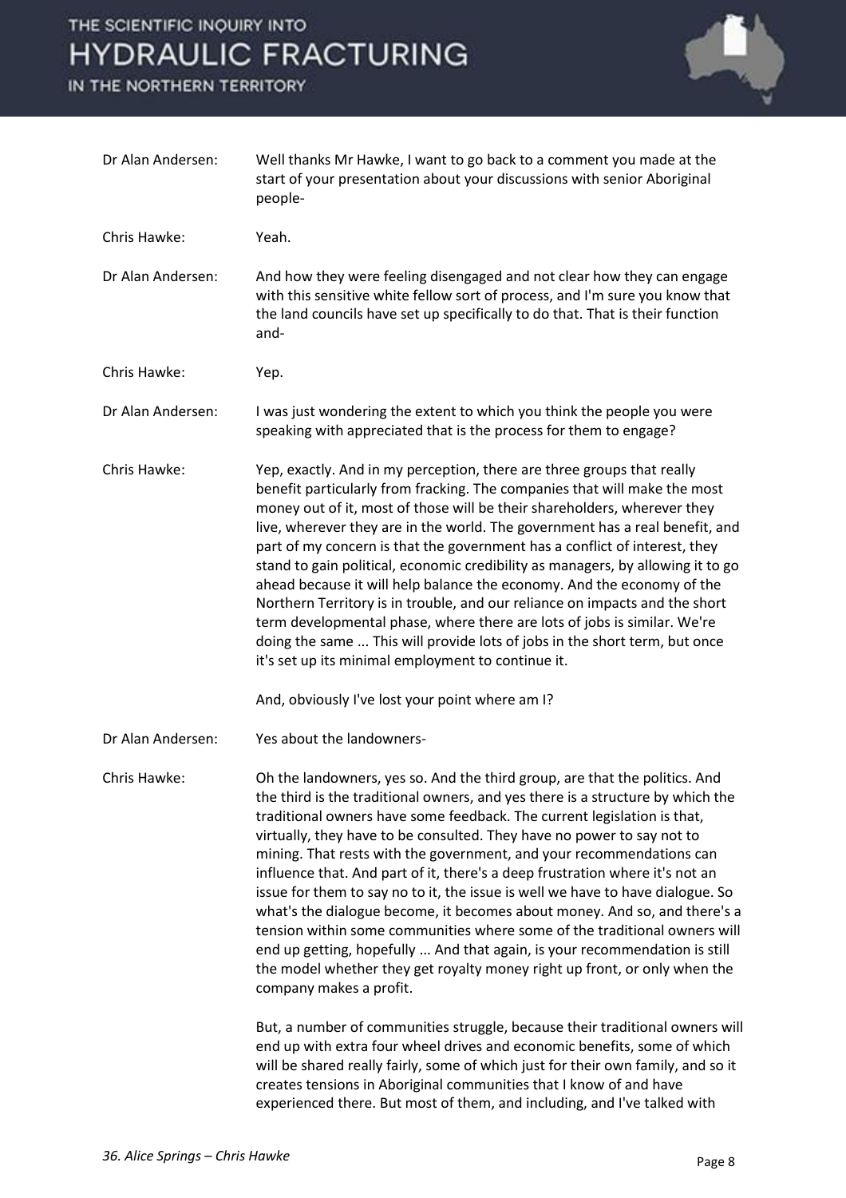Dr Alan Andersen: Well thanks Mr Hawke, I want to go back to a comment you made at the start of your presentation about your discussions with senior Aboriginal people-

Chris Hawke: Yeah.

Dr Alan Andersen: And how they were feeling disengaged and not clear how they can engage with this sensitive white fellow sort of process, and I'm sure you know that the land councils have set up specifically to do that. That is their function and-

Chris Hawke: Yep.

Dr Alan Andersen: I was just wondering the extent to which you think the people you were speaking with appreciated that is the process for them to engage?

Chris Hawke: Yep, exactly. And in my perception, there are three groups that really benefit particularly from fracking. The companies that will make the most money out of it, most of those will be their shareholders, wherever they live, wherever they are in the world. The government has a real benefit, and part of my concern is that the government has a conflict of interest, they stand to gain political, economic credibility as managers, by allowing it to go ahead because it will help balance the economy. And the economy of the Northern Territory is in trouble, and our reliance on impacts and the short term developmental phase, where there are lots of jobs is similar. We're doing the same ... This will provide lots of jobs in the short term, but once it's set up its minimal employment to continue it.

And, obviously I've lost your point where am I?

Dr Alan Andersen: Yes about the landowners-

Chris Hawke: Oh the landowners, yes so. And the third group, are that the politics. And the third is the traditional owners, and yes there is a structure by which the traditional owners have some feedback. The current legislation is that, virtually, they have to be consulted. They have no power to say not to mining. That rests with the government, and your recommendations can influence that. And part of it, there's a deep frustration where it's not an issue for them to say no to it, the issue is well we have to have dialogue. So what's the dialogue become, it becomes about money. And so, and there's a tension within some communities where some of the traditional owners will end up getting, hopefully ... And that again, is your recommendation is still the model whether they get royalty money right up front, or only when the company makes a profit.

But, a number of communities struggle, because their traditional owners will end up with extra four wheel drives and economic benefits, some of which will be shared really fairly, some of which just for their own family, and so it creates tensions in Aboriginal communities that I know of and have experienced there. But most of them, and including, and I've talked with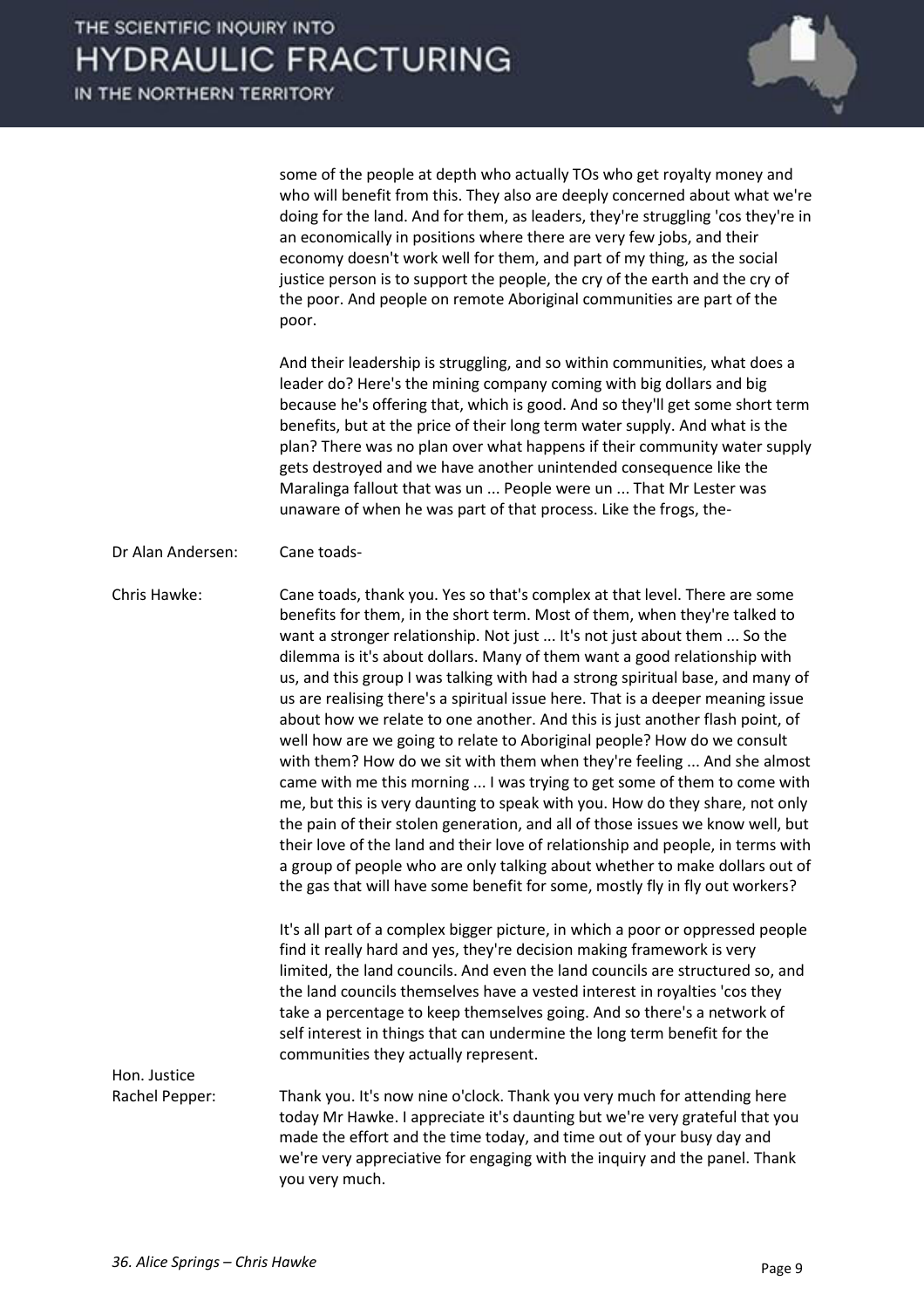some of the people at depth who actually TOs who get royalty money and who will benefit from this. They also are deeply concerned about what we're doing for the land. And for them, as leaders, they're struggling 'cos they're in an economically in positions where there are very few jobs, and their economy doesn't work well for them, and part of my thing, as the social justice person is to support the people, the cry of the earth and the cry of the poor. And people on remote Aboriginal communities are part of the poor.

And their leadership is struggling, and so within communities, what does a leader do? Here's the mining company coming with big dollars and big because he's offering that, which is good. And so they'll get some short term benefits, but at the price of their long term water supply. And what is the plan? There was no plan over what happens if their community water supply gets destroyed and we have another unintended consequence like the Maralinga fallout that was un ... People were un ... That Mr Lester was unaware of when he was part of that process. Like the frogs, the-

**Dr Alan Andersen:** Cane toads-

**Chris Hawke:** Cane toads, thank you. Yes so that's complex at that level. There are some benefits for them, in the short term. Most of them, when they're talked to want a stronger relationship. Not just ... It's not just about them ... So the dilemma is it's about dollars. Many of them want a good relationship with us, and this group I was talking with had a strong spiritual base, and many of us are realising there's a spiritual issue here. That is a deeper meaning issue about how we relate to one another. And this is just another flash point, of well how are we going to relate to Aboriginal people? How do we consult with them? How do we sit with them when they're feeling ... And she almost came with me this morning ... I was trying to get some of them to come with me, but this is very daunting to speak with you. How do they share, not only the pain of their stolen generation, and all of those issues we know well, but their love of the land and their love of relationship and people, in terms with a group of people who are only talking about whether to make dollars out of the gas that will have some benefit for some, mostly fly in fly out workers?

It's all part of a complex bigger picture, in which a poor or oppressed people find it really hard and yes, they're decision making framework is very limited, the land councils. And even the land councils are structured so, and the land councils themselves have a vested interest in royalties 'cos they take a percentage to keep themselves going. And so there's a network of self interest in things that can undermine the long term benefit for the communities they actually represent.

**Hon. Justice Rachel Pepper:** Thank you. It's now nine o'clock. Thank you very much for attending here today Mr Hawke. I appreciate it's daunting but we're very grateful that you made the effort and the time today, and time out of your busy day and we're very appreciative for engaging with the inquiry and the panel. Thank you very much.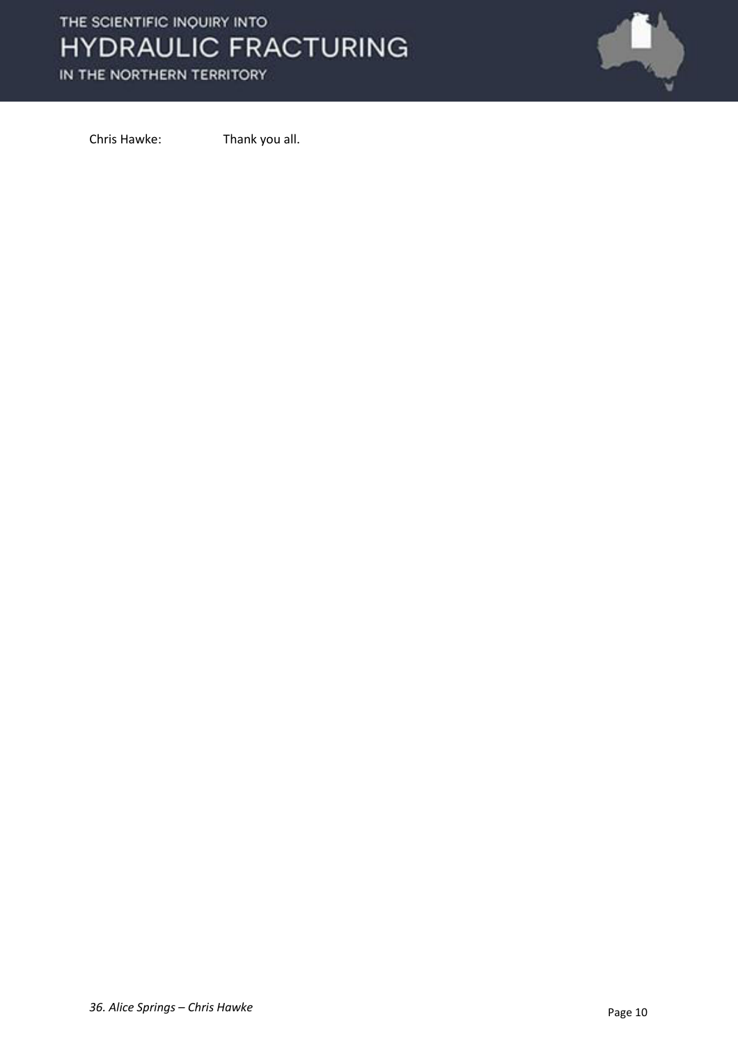Chris Hawke: Thank you all.